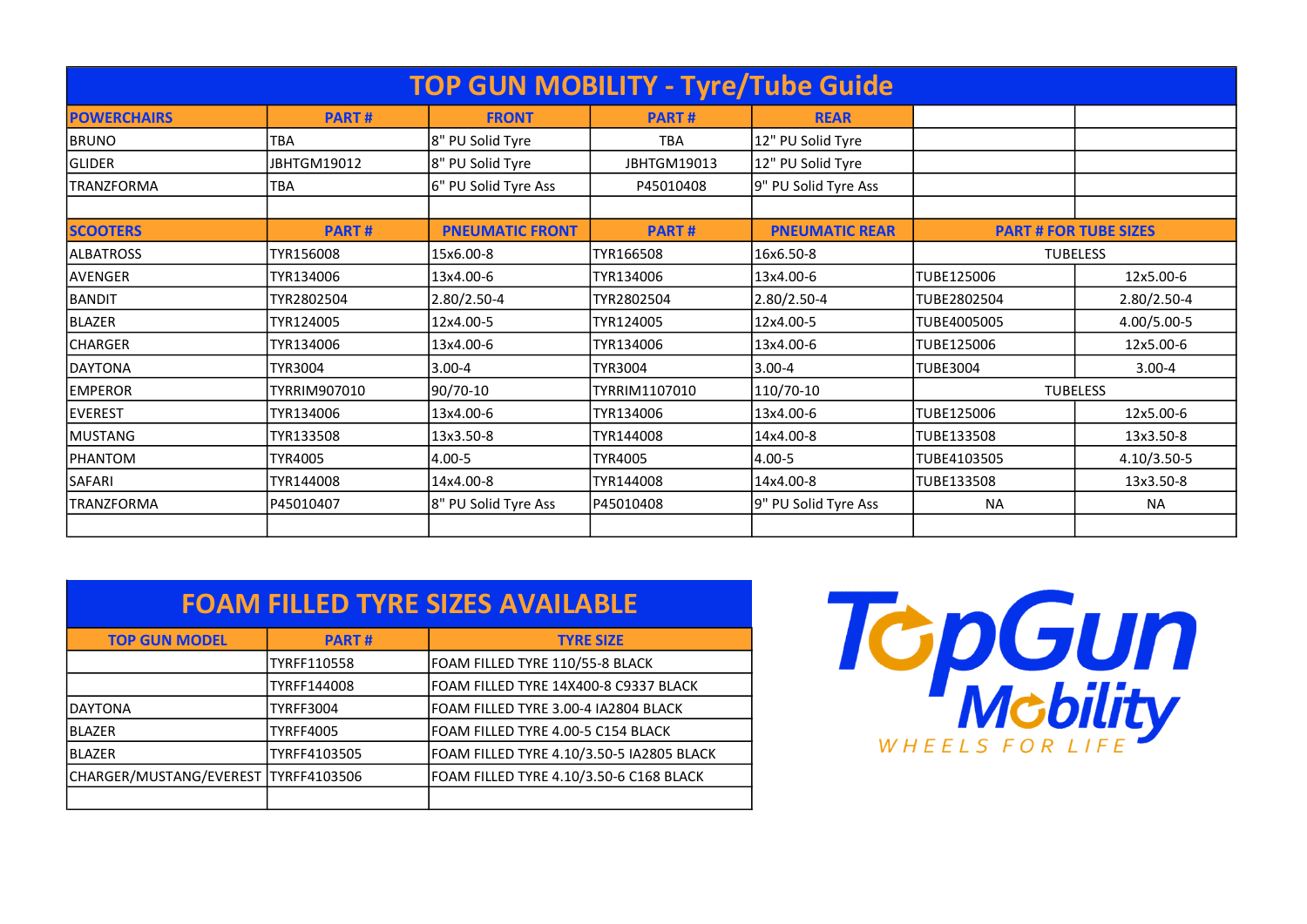# TOP GUN MOBILITY - Tyre/Tube Guide

| POWERCHAIRS | PART # | FRONT | PART # | REAR | | |
|---|---|---|---|---|---|---|
| BRUNO | TBA | 8" PU Solid Tyre | TBA | 12" PU Solid Tyre | | |
| GLIDER | JBHTGM19012 | 8" PU Solid Tyre | JBHTGM19013 | 12" PU Solid Tyre | | |
| TRANZFORMA | TBA | 6" PU Solid Tyre Ass | P45010408 | 9" PU Solid Tyre Ass | | |
| | | | | | | |
| **SCOOTERS** | **PART #** | **PNEUMATIC FRONT** | **PART #** | **PNEUMATIC REAR** | **PART # FOR TUBE SIZES** | |
| ALBATROSS | TYR156008 | 15x6.00-8 | TYR166508 | 16x6.50-8 | TUBELESS | |
| AVENGER | TYR134006 | 13x4.00-6 | TYR134006 | 13x4.00-6 | TUBE125006 | 12x5.00-6 |
| BANDIT | TYR2802504 | 2.80/2.50-4 | TYR2802504 | 2.80/2.50-4 | TUBE2802504 | 2.80/2.50-4 |
| BLAZER | TYR124005 | 12x4.00-5 | TYR124005 | 12x4.00-5 | TUBE4005005 | 4.00/5.00-5 |
| CHARGER | TYR134006 | 13x4.00-6 | TYR134006 | 13x4.00-6 | TUBE125006 | 12x5.00-6 |
| DAYTONA | TYR3004 | 3.00-4 | TYR3004 | 3.00-4 | TUBE3004 | 3.00-4 |
| EMPEROR | TYRRIM907010 | 90/70-10 | TYRRIM1107010 | 110/70-10 | TUBELESS | |
| EVEREST | TYR134006 | 13x4.00-6 | TYR134006 | 13x4.00-6 | TUBE125006 | 12x5.00-6 |
| MUSTANG | TYR133508 | 13x3.50-8 | TYR144008 | 14x4.00-8 | TUBE133508 | 13x3.50-8 |
| PHANTOM | TYR4005 | 4.00-5 | TYR4005 | 4.00-5 | TUBE4103505 | 4.10/3.50-5 |
| SAFARI | TYR144008 | 14x4.00-8 | TYR144008 | 14x4.00-8 | TUBE133508 | 13x3.50-8 |
| TRANZFORMA | P45010407 | 8" PU Solid Tyre Ass | P45010408 | 9" PU Solid Tyre Ass | NA | NA |
| | | | | | | |

## FOAM FILLED TYRE SIZES AVAILABLE

| TOP GUN MODEL | PART # | TYRE SIZE |
|---|---|---|
| | TYRFF110558 | FOAM FILLED TYRE 110/55-8 BLACK |
| | TYRFF144008 | FOAM FILLED TYRE 14X400-8 C9337 BLACK |
| DAYTONA | TYRFF3004 | FOAM FILLED TYRE 3.00-4 IA2804 BLACK |
| BLAZER | TYRFF4005 | FOAM FILLED TYRE 4.00-5 C154 BLACK |
| BLAZER | TYRFF4103505 | FOAM FILLED TYRE 4.10/3.50-5 IA2805 BLACK |
| CHARGER/MUSTANG/EVEREST | TYRFF4103506 | FOAM FILLED TYRE 4.10/3.50-6 C168 BLACK |
| | | |

TopGun Mobility

WHEELS FOR LIFE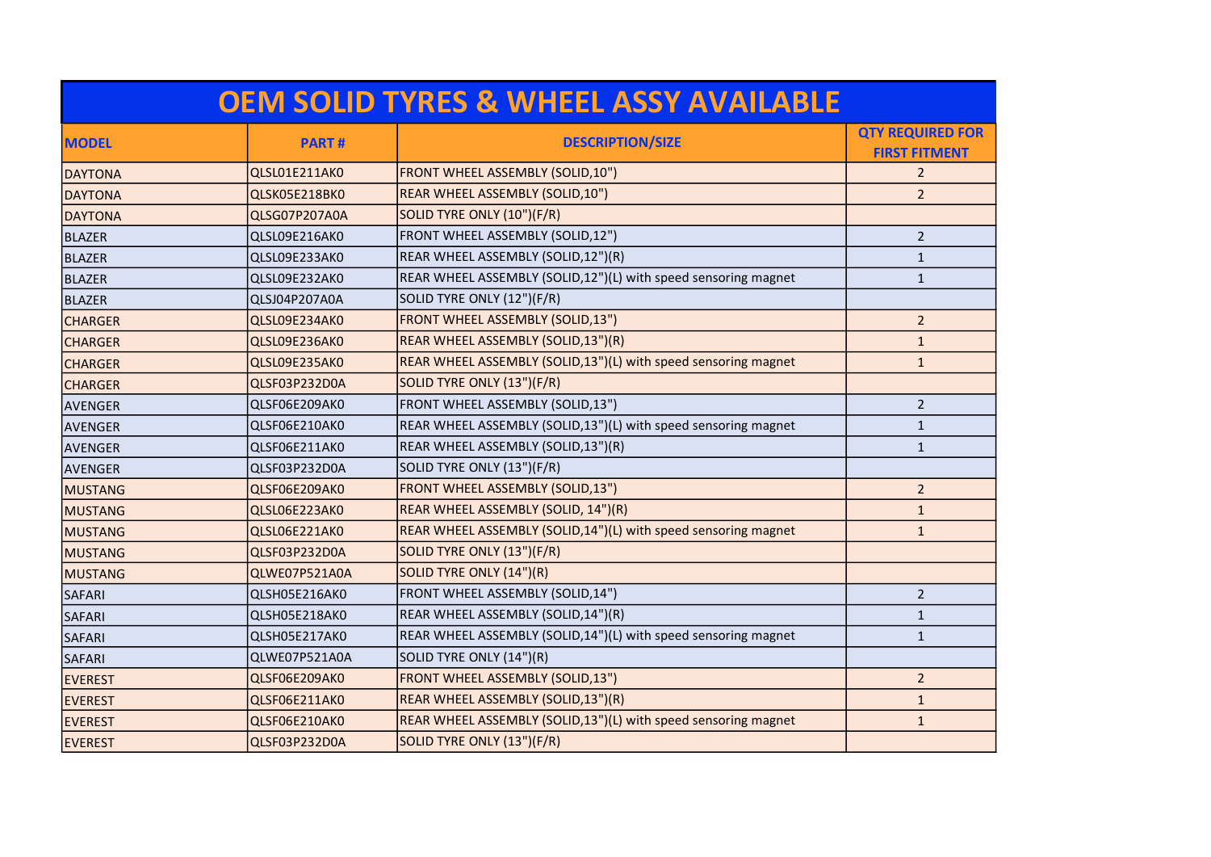# OEM SOLID TYRES & WHEEL ASSY AVAILABLE

| MODEL | PART # | DESCRIPTION/SIZE | QTY REQUIRED FOR FIRST FITMENT |
|---|---|---|---|
| DAYTONA | QLSL01E211AK0 | FRONT WHEEL ASSEMBLY (SOLID,10") | 2 |
| DAYTONA | QLSK05E218BK0 | REAR WHEEL ASSEMBLY (SOLID,10") | 2 |
| DAYTONA | QLSG07P207A0A | SOLID TYRE ONLY (10")(F/R) | |
| BLAZER | QLSL09E216AK0 | FRONT WHEEL ASSEMBLY (SOLID,12") | 2 |
| BLAZER | QLSL09E233AK0 | REAR WHEEL ASSEMBLY (SOLID,12")(R) | 1 |
| BLAZER | QLSL09E232AK0 | REAR WHEEL ASSEMBLY (SOLID,12")(L) with speed sensoring magnet | 1 |
| BLAZER | QLSJ04P207A0A | SOLID TYRE ONLY (12")(F/R) | |
| CHARGER | QLSL09E234AK0 | FRONT WHEEL ASSEMBLY (SOLID,13") | 2 |
| CHARGER | QLSL09E236AK0 | REAR WHEEL ASSEMBLY (SOLID,13")(R) | 1 |
| CHARGER | QLSL09E235AK0 | REAR WHEEL ASSEMBLY (SOLID,13")(L) with speed sensoring magnet | 1 |
| CHARGER | QLSF03P232D0A | SOLID TYRE ONLY (13")(F/R) | |
| AVENGER | QLSF06E209AK0 | FRONT WHEEL ASSEMBLY (SOLID,13") | 2 |
| AVENGER | QLSF06E210AK0 | REAR WHEEL ASSEMBLY (SOLID,13")(L) with speed sensoring magnet | 1 |
| AVENGER | QLSF06E211AK0 | REAR WHEEL ASSEMBLY (SOLID,13")(R) | 1 |
| AVENGER | QLSF03P232D0A | SOLID TYRE ONLY (13")(F/R) | |
| MUSTANG | QLSF06E209AK0 | FRONT WHEEL ASSEMBLY (SOLID,13") | 2 |
| MUSTANG | QLSL06E223AK0 | REAR WHEEL ASSEMBLY (SOLID, 14")(R) | 1 |
| MUSTANG | QLSL06E221AK0 | REAR WHEEL ASSEMBLY (SOLID,14")(L) with speed sensoring magnet | 1 |
| MUSTANG | QLSF03P232D0A | SOLID TYRE ONLY (13")(F/R) | |
| MUSTANG | QLWE07P521A0A | SOLID TYRE ONLY (14")(R) | |
| SAFARI | QLSH05E216AK0 | FRONT WHEEL ASSEMBLY (SOLID,14") | 2 |
| SAFARI | QLSH05E218AK0 | REAR WHEEL ASSEMBLY (SOLID,14")(R) | 1 |
| SAFARI | QLSH05E217AK0 | REAR WHEEL ASSEMBLY (SOLID,14")(L) with speed sensoring magnet | 1 |
| SAFARI | QLWE07P521A0A | SOLID TYRE ONLY (14")(R) | |
| EVEREST | QLSF06E209AK0 | FRONT WHEEL ASSEMBLY (SOLID,13") | 2 |
| EVEREST | QLSF06E211AK0 | REAR WHEEL ASSEMBLY (SOLID,13")(R) | 1 |
| EVEREST | QLSF06E210AK0 | REAR WHEEL ASSEMBLY (SOLID,13")(L) with speed sensoring magnet | 1 |
| EVEREST | QLSF03P232D0A | SOLID TYRE ONLY (13")(F/R) | |